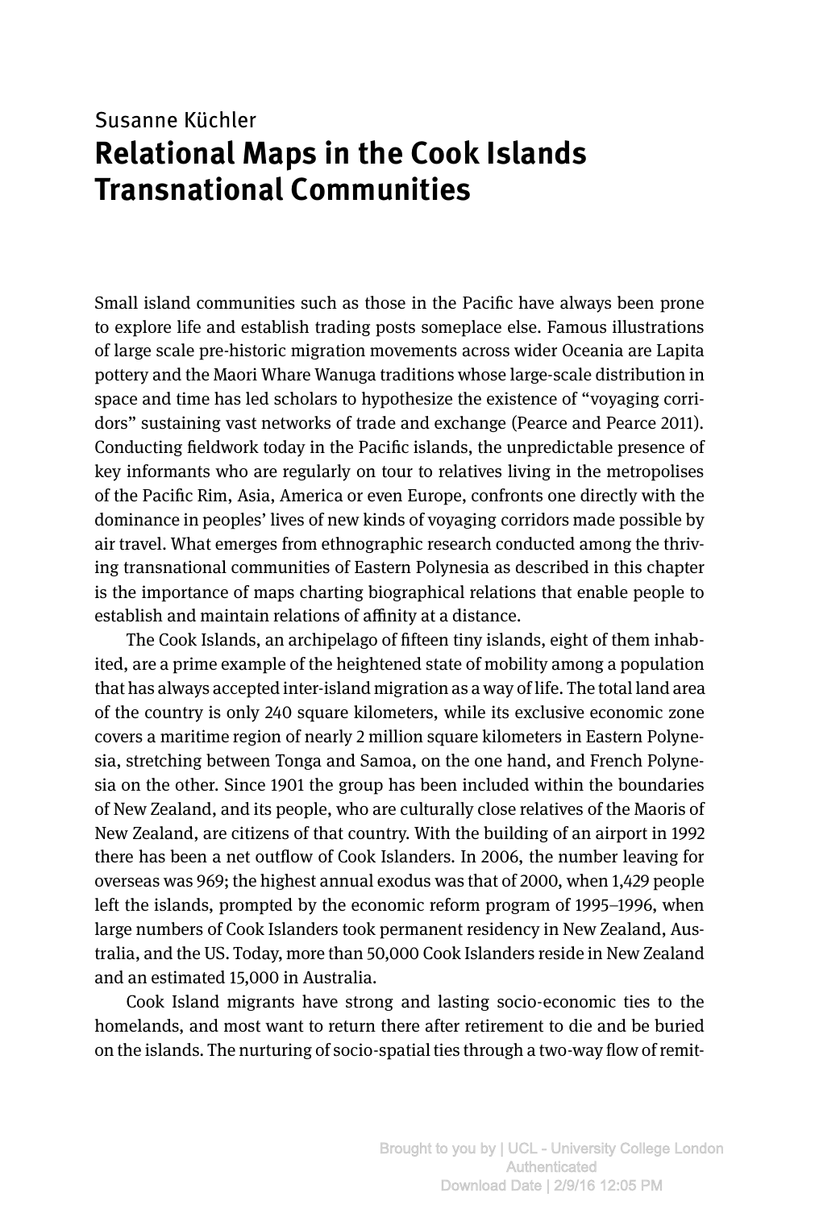Susanne Küchler

# Relational Maps in the Cook Islands Transnational Communities

Small island communities such as those in the Pacific have always been prone to explore life and establish trading posts someplace else. Famous illustrations of large scale pre-historic migration movements across wider Oceania are Lapita pottery and the Maori Whare Wanuga traditions whose large-scale distribution in space and time has led scholars to hypothesize the existence of "voyaging corridors" sustaining vast networks of trade and exchange (Pearce and Pearce 2011). Conducting fieldwork today in the Pacific islands, the unpredictable presence of key informants who are regularly on tour to relatives living in the metropolises of the Pacific Rim, Asia, America or even Europe, confronts one directly with the dominance in peoples' lives of new kinds of voyaging corridors made possible by air travel. What emerges from ethnographic research conducted among the thriving transnational communities of Eastern Polynesia as described in this chapter is the importance of maps charting biographical relations that enable people to establish and maintain relations of affinity at a distance.

The Cook Islands, an archipelago of fifteen tiny islands, eight of them inhabited, are a prime example of the heightened state of mobility among a population that has always accepted inter-island migration as a way of life. The total land area of the country is only 240 square kilometers, while its exclusive economic zone covers a maritime region of nearly 2 million square kilometers in Eastern Polynesia, stretching between Tonga and Samoa, on the one hand, and French Polynesia on the other. Since 1901 the group has been included within the boundaries of New Zealand, and its people, who are culturally close relatives of the Maoris of New Zealand, are citizens of that country. With the building of an airport in 1992 there has been a net outflow of Cook Islanders. In 2006, the number leaving for overseas was 969; the highest annual exodus was that of 2000, when 1,429 people left the islands, prompted by the economic reform program of 1995–1996, when large numbers of Cook Islanders took permanent residency in New Zealand, Australia, and the US. Today, more than 50,000 Cook Islanders reside in New Zealand and an estimated 15,000 in Australia.

Cook Island migrants have strong and lasting socio-economic ties to the homelands, and most want to return there after retirement to die and be buried on the islands. The nurturing of socio-spatial ties through a two-way flow of remit-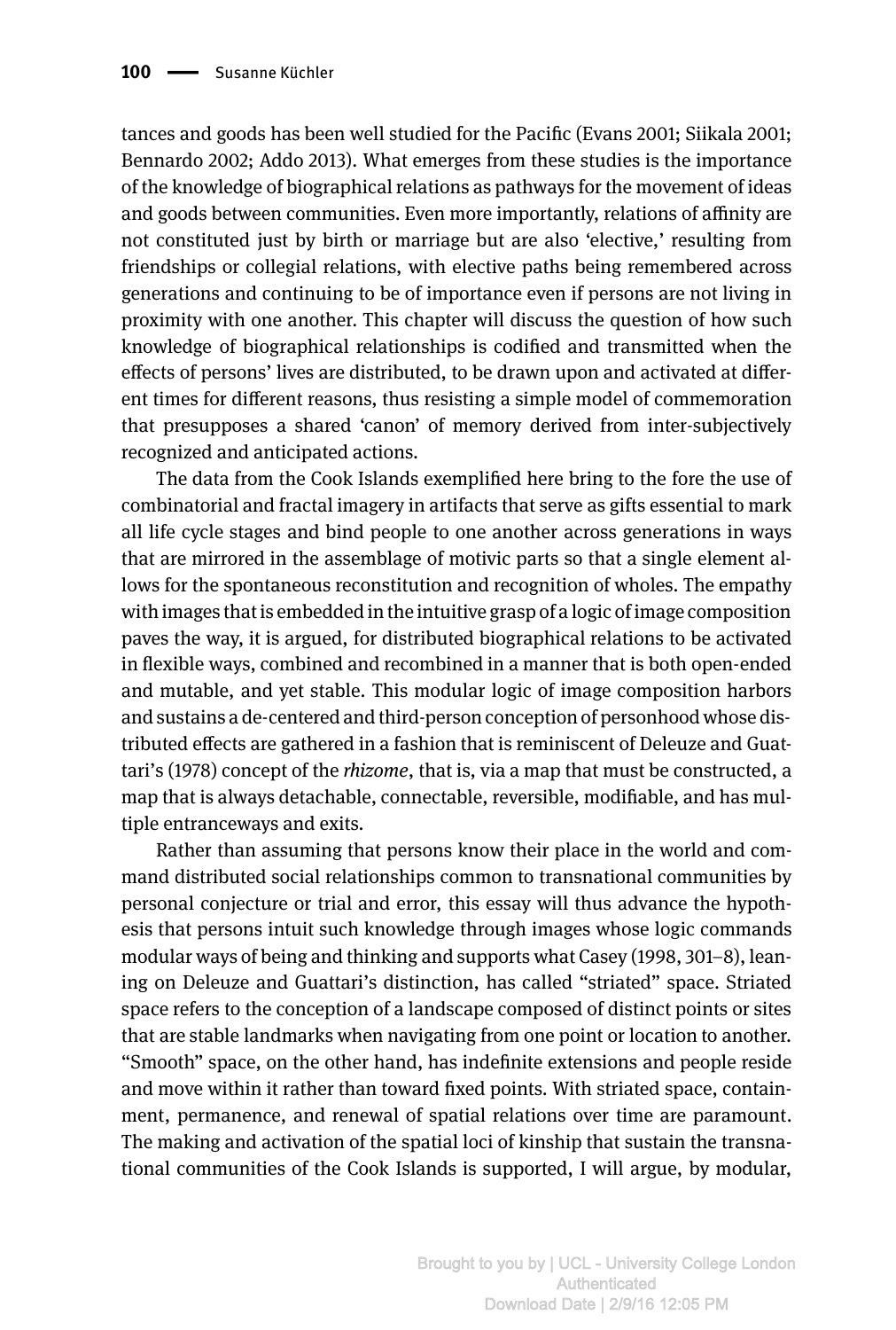tances and goods has been well studied for the Pacific (Evans 2001; Siikala 2001; Bennardo 2002; Addo 2013). What emerges from these studies is the importance of the knowledge of biographical relations as pathways for the movement of ideas and goods between communities. Even more importantly, relations of affinity are not constituted just by birth or marriage but are also 'elective,' resulting from friendships or collegial relations, with elective paths being remembered across generations and continuing to be of importance even if persons are not living in proximity with one another. This chapter will discuss the question of how such knowledge of biographical relationships is codified and transmitted when the effects of persons' lives are distributed, to be drawn upon and activated at different times for different reasons, thus resisting a simple model of commemoration that presupposes a shared 'canon' of memory derived from inter-subjectively recognized and anticipated actions.

The data from the Cook Islands exemplified here bring to the fore the use of combinatorial and fractal imagery in artifacts that serve as gifts essential to mark all life cycle stages and bind people to one another across generations in ways that are mirrored in the assemblage of motivic parts so that a single element allows for the spontaneous reconstitution and recognition of wholes. The empathy with images that is embedded in the intuitive grasp of a logic of image composition paves the way, it is argued, for distributed biographical relations to be activated in flexible ways, combined and recombined in a manner that is both open-ended and mutable, and yet stable. This modular logic of image composition harbors and sustains a de-centered and third-person conception of personhood whose distributed effects are gathered in a fashion that is reminiscent of Deleuze and Guattari's (1978) concept of the *rhizome*, that is, via a map that must be constructed, a map that is always detachable, connectable, reversible, modifiable, and has multiple entranceways and exits.

Rather than assuming that persons know their place in the world and command distributed social relationships common to transnational communities by personal conjecture or trial and error, this essay will thus advance the hypothesis that persons intuit such knowledge through images whose logic commands modular ways of being and thinking and supports what Casey (1998, 301–8), leaning on Deleuze and Guattari's distinction, has called "striated" space. Striated space refers to the conception of a landscape composed of distinct points or sites that are stable landmarks when navigating from one point or location to another. "Smooth" space, on the other hand, has indefinite extensions and people reside and move within it rather than toward fixed points. With striated space, containment, permanence, and renewal of spatial relations over time are paramount. The making and activation of the spatial loci of kinship that sustain the transnational communities of the Cook Islands is supported, I will argue, by modular,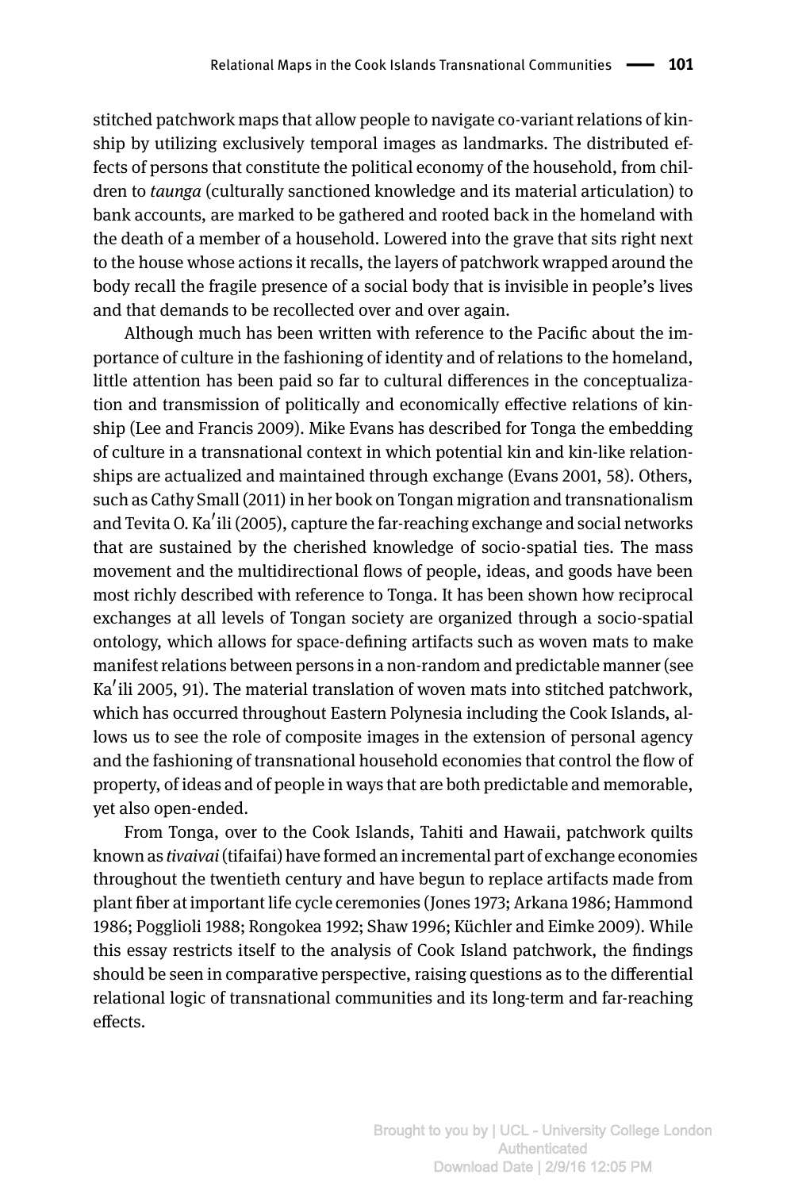stitched patchwork maps that allow people to navigate co-variant relations of kinship by utilizing exclusively temporal images as landmarks. The distributed effects of persons that constitute the political economy of the household, from children to *taunga* (culturally sanctioned knowledge and its material articulation) to bank accounts, are marked to be gathered and rooted back in the homeland with the death of a member of a household. Lowered into the grave that sits right next to the house whose actions it recalls, the layers of patchwork wrapped around the body recall the fragile presence of a social body that is invisible in people's lives and that demands to be recollected over and over again.

Although much has been written with reference to the Pacific about the importance of culture in the fashioning of identity and of relations to the homeland, little attention has been paid so far to cultural differences in the conceptualization and transmission of politically and economically effective relations of kinship (Lee and Francis 2009). Mike Evans has described for Tonga the embedding of culture in a transnational context in which potential kin and kin-like relationships are actualized and maintained through exchange (Evans 2001, 58). Others, such as Cathy Small (2011) in her book on Tongan migration and transnationalism and Tevita O. Kaʹili (2005), capture the far-reaching exchange and social networks that are sustained by the cherished knowledge of socio-spatial ties. The mass movement and the multidirectional flows of people, ideas, and goods have been most richly described with reference to Tonga. It has been shown how reciprocal exchanges at all levels of Tongan society are organized through a socio-spatial ontology, which allows for space-defining artifacts such as woven mats to make manifest relations between persons in a non-random and predictable manner (see Kaʹili 2005, 91). The material translation of woven mats into stitched patchwork, which has occurred throughout Eastern Polynesia including the Cook Islands, allows us to see the role of composite images in the extension of personal agency and the fashioning of transnational household economies that control the flow of property, of ideas and of people in ways that are both predictable and memorable, yet also open-ended.

From Tonga, over to the Cook Islands, Tahiti and Hawaii, patchwork quilts known as *tivaivai* (tifaifai) have formed an incremental part of exchange economies throughout the twentieth century and have begun to replace artifacts made from plant fiber at important life cycle ceremonies (Jones 1973; Arkana 1986; Hammond 1986; Pogglioli 1988; Rongokea 1992; Shaw 1996; Küchler and Eimke 2009). While this essay restricts itself to the analysis of Cook Island patchwork, the findings should be seen in comparative perspective, raising questions as to the differential relational logic of transnational communities and its long-term and far-reaching effects.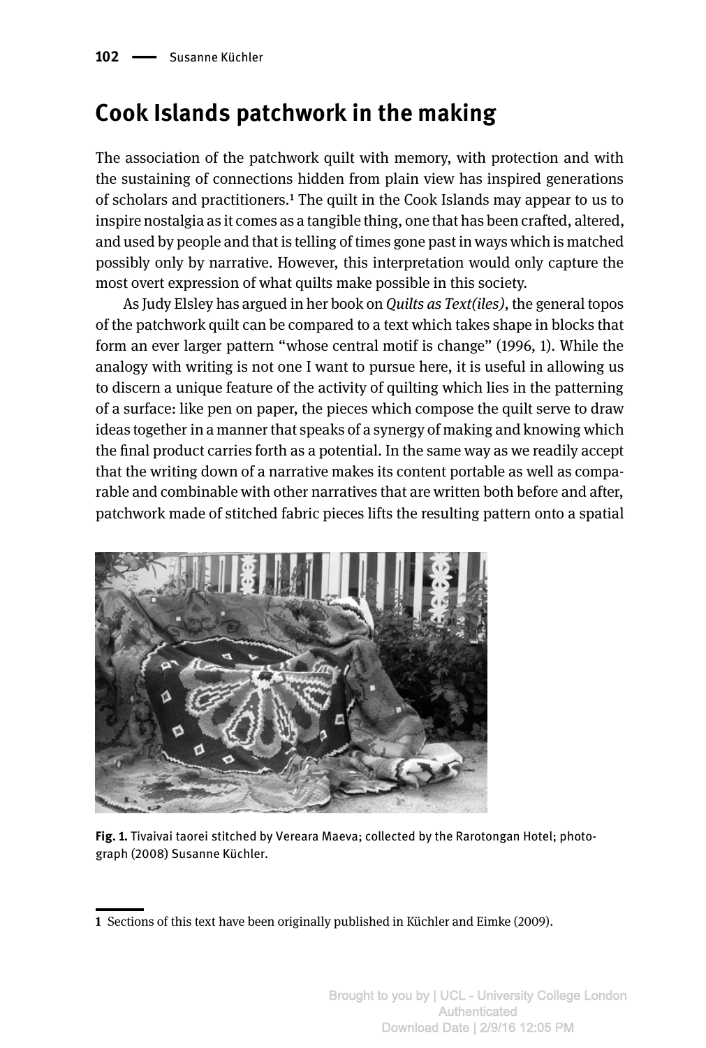# Cook Islands patchwork in the making

The association of the patchwork quilt with memory, with protection and with the sustaining of connections hidden from plain view has inspired generations of scholars and practitioners.[1] The quilt in the Cook Islands may appear to us to inspire nostalgia as it comes as a tangible thing, one that has been crafted, altered, and used by people and that is telling of times gone past in ways which is matched possibly only by narrative. However, this interpretation would only capture the most overt expression of what quilts make possible in this society.

As Judy Elsley has argued in her book on *Quilts as Text(iles)*, the general topos of the patchwork quilt can be compared to a text which takes shape in blocks that form an ever larger pattern "whose central motif is change" (1996, 1). While the analogy with writing is not one I want to pursue here, it is useful in allowing us to discern a unique feature of the activity of quilting which lies in the patterning of a surface: like pen on paper, the pieces which compose the quilt serve to draw ideas together in a manner that speaks of a synergy of making and knowing which the final product carries forth as a potential. In the same way as we readily accept that the writing down of a narrative makes its content portable as well as comparable and combinable with other narratives that are written both before and after, patchwork made of stitched fabric pieces lifts the resulting pattern onto a spatial

**Fig. 1.** Tivaivai taorei stitched by Vereara Maeva; collected by the Rarotongan Hotel; photograph (2008) Susanne Küchler.

[1] Sections of this text have been originally published in Küchler and Eimke (2009).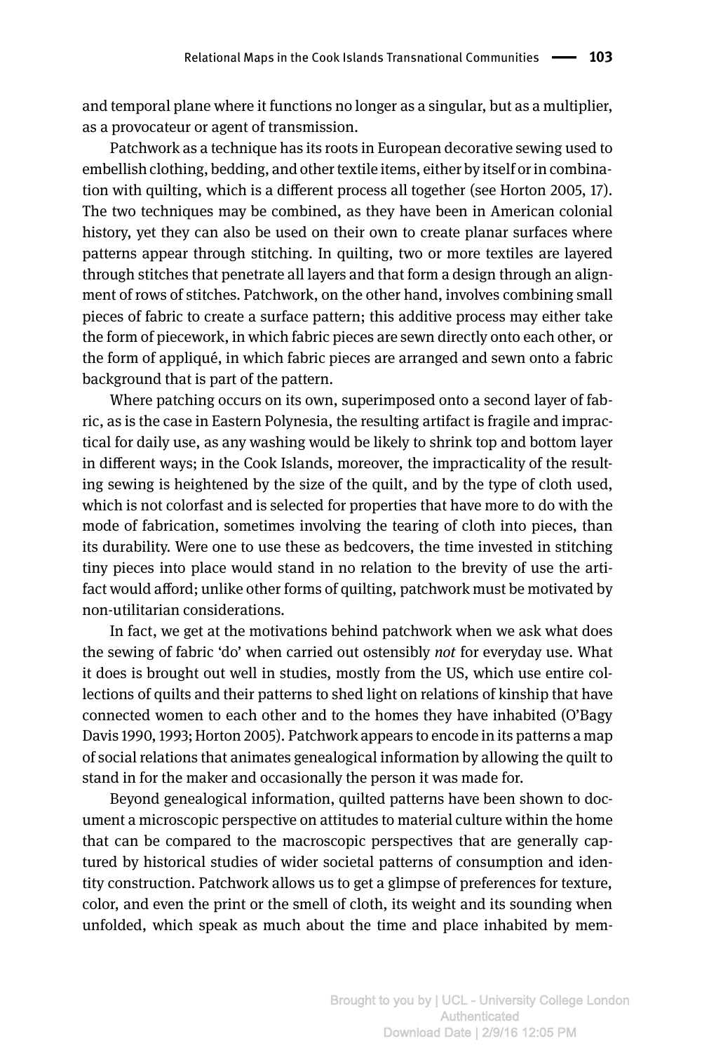and temporal plane where it functions no longer as a singular, but as a multiplier, as a provocateur or agent of transmission.

Patchwork as a technique has its roots in European decorative sewing used to embellish clothing, bedding, and other textile items, either by itself or in combination with quilting, which is a different process all together (see Horton 2005, 17). The two techniques may be combined, as they have been in American colonial history, yet they can also be used on their own to create planar surfaces where patterns appear through stitching. In quilting, two or more textiles are layered through stitches that penetrate all layers and that form a design through an alignment of rows of stitches. Patchwork, on the other hand, involves combining small pieces of fabric to create a surface pattern; this additive process may either take the form of piecework, in which fabric pieces are sewn directly onto each other, or the form of appliqué, in which fabric pieces are arranged and sewn onto a fabric background that is part of the pattern.

Where patching occurs on its own, superimposed onto a second layer of fabric, as is the case in Eastern Polynesia, the resulting artifact is fragile and impractical for daily use, as any washing would be likely to shrink top and bottom layer in different ways; in the Cook Islands, moreover, the impracticality of the resulting sewing is heightened by the size of the quilt, and by the type of cloth used, which is not colorfast and is selected for properties that have more to do with the mode of fabrication, sometimes involving the tearing of cloth into pieces, than its durability. Were one to use these as bedcovers, the time invested in stitching tiny pieces into place would stand in no relation to the brevity of use the artifact would afford; unlike other forms of quilting, patchwork must be motivated by non-utilitarian considerations.

In fact, we get at the motivations behind patchwork when we ask what does the sewing of fabric 'do' when carried out ostensibly *not* for everyday use. What it does is brought out well in studies, mostly from the US, which use entire collections of quilts and their patterns to shed light on relations of kinship that have connected women to each other and to the homes they have inhabited (O'Bagy Davis 1990, 1993; Horton 2005). Patchwork appears to encode in its patterns a map of social relations that animates genealogical information by allowing the quilt to stand in for the maker and occasionally the person it was made for.

Beyond genealogical information, quilted patterns have been shown to document a microscopic perspective on attitudes to material culture within the home that can be compared to the macroscopic perspectives that are generally captured by historical studies of wider societal patterns of consumption and identity construction. Patchwork allows us to get a glimpse of preferences for texture, color, and even the print or the smell of cloth, its weight and its sounding when unfolded, which speak as much about the time and place inhabited by mem-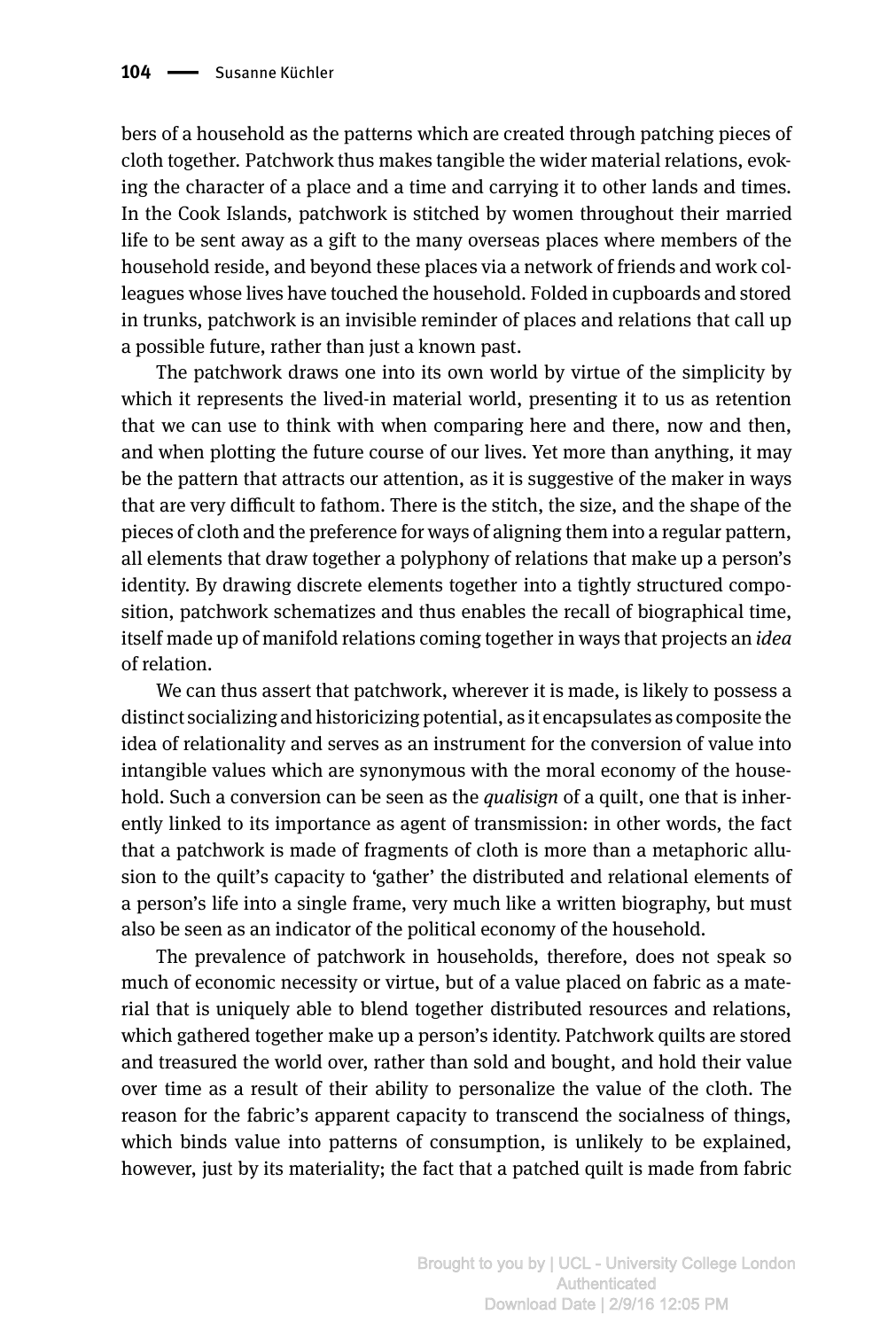bers of a household as the patterns which are created through patching pieces of cloth together. Patchwork thus makes tangible the wider material relations, evoking the character of a place and a time and carrying it to other lands and times. In the Cook Islands, patchwork is stitched by women throughout their married life to be sent away as a gift to the many overseas places where members of the household reside, and beyond these places via a network of friends and work colleagues whose lives have touched the household. Folded in cupboards and stored in trunks, patchwork is an invisible reminder of places and relations that call up a possible future, rather than just a known past.

The patchwork draws one into its own world by virtue of the simplicity by which it represents the lived-in material world, presenting it to us as retention that we can use to think with when comparing here and there, now and then, and when plotting the future course of our lives. Yet more than anything, it may be the pattern that attracts our attention, as it is suggestive of the maker in ways that are very difficult to fathom. There is the stitch, the size, and the shape of the pieces of cloth and the preference for ways of aligning them into a regular pattern, all elements that draw together a polyphony of relations that make up a person's identity. By drawing discrete elements together into a tightly structured composition, patchwork schematizes and thus enables the recall of biographical time, itself made up of manifold relations coming together in ways that projects an *idea* of relation.

We can thus assert that patchwork, wherever it is made, is likely to possess a distinct socializing and historicizing potential, as it encapsulates as composite the idea of relationality and serves as an instrument for the conversion of value into intangible values which are synonymous with the moral economy of the household. Such a conversion can be seen as the *qualisign* of a quilt, one that is inherently linked to its importance as agent of transmission: in other words, the fact that a patchwork is made of fragments of cloth is more than a metaphoric allusion to the quilt's capacity to 'gather' the distributed and relational elements of a person's life into a single frame, very much like a written biography, but must also be seen as an indicator of the political economy of the household.

The prevalence of patchwork in households, therefore, does not speak so much of economic necessity or virtue, but of a value placed on fabric as a material that is uniquely able to blend together distributed resources and relations, which gathered together make up a person's identity. Patchwork quilts are stored and treasured the world over, rather than sold and bought, and hold their value over time as a result of their ability to personalize the value of the cloth. The reason for the fabric's apparent capacity to transcend the socialness of things, which binds value into patterns of consumption, is unlikely to be explained, however, just by its materiality; the fact that a patched quilt is made from fabric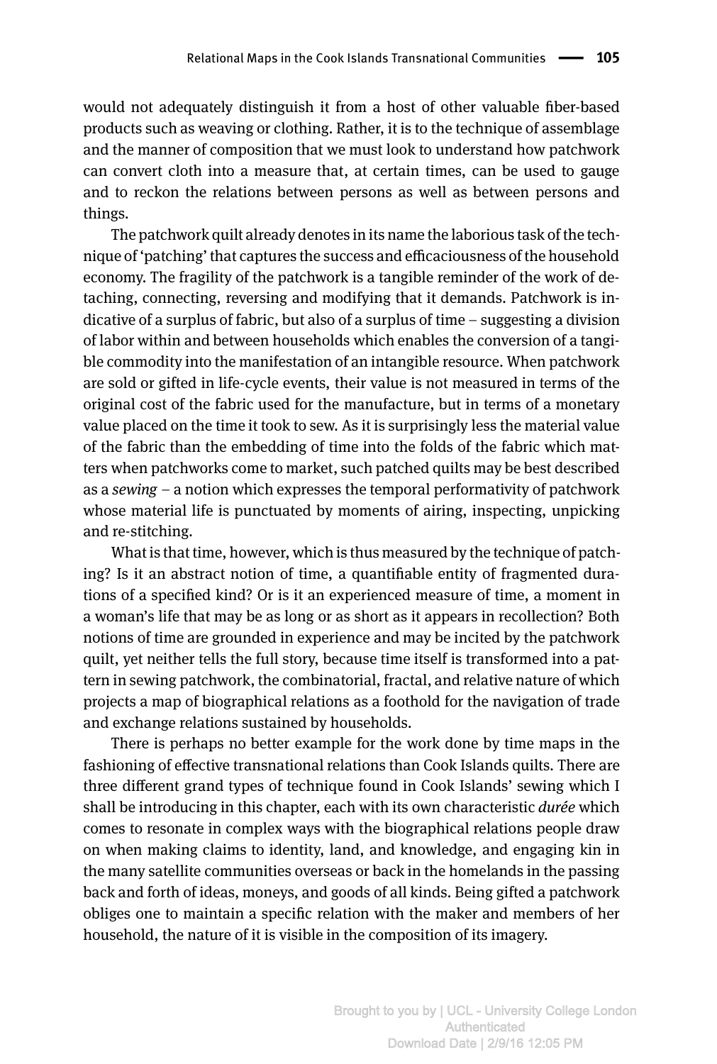would not adequately distinguish it from a host of other valuable fiber-based products such as weaving or clothing. Rather, it is to the technique of assemblage and the manner of composition that we must look to understand how patchwork can convert cloth into a measure that, at certain times, can be used to gauge and to reckon the relations between persons as well as between persons and things.

The patchwork quilt already denotes in its name the laborious task of the technique of 'patching' that captures the success and efficaciousness of the household economy. The fragility of the patchwork is a tangible reminder of the work of detaching, connecting, reversing and modifying that it demands. Patchwork is indicative of a surplus of fabric, but also of a surplus of time – suggesting a division of labor within and between households which enables the conversion of a tangible commodity into the manifestation of an intangible resource. When patchwork are sold or gifted in life-cycle events, their value is not measured in terms of the original cost of the fabric used for the manufacture, but in terms of a monetary value placed on the time it took to sew. As it is surprisingly less the material value of the fabric than the embedding of time into the folds of the fabric which matters when patchworks come to market, such patched quilts may be best described as a *sewing* – a notion which expresses the temporal performativity of patchwork whose material life is punctuated by moments of airing, inspecting, unpicking and re-stitching.

What is that time, however, which is thus measured by the technique of patching? Is it an abstract notion of time, a quantifiable entity of fragmented durations of a specified kind? Or is it an experienced measure of time, a moment in a woman's life that may be as long or as short as it appears in recollection? Both notions of time are grounded in experience and may be incited by the patchwork quilt, yet neither tells the full story, because time itself is transformed into a pattern in sewing patchwork, the combinatorial, fractal, and relative nature of which projects a map of biographical relations as a foothold for the navigation of trade and exchange relations sustained by households.

There is perhaps no better example for the work done by time maps in the fashioning of effective transnational relations than Cook Islands quilts. There are three different grand types of technique found in Cook Islands' sewing which I shall be introducing in this chapter, each with its own characteristic *durée* which comes to resonate in complex ways with the biographical relations people draw on when making claims to identity, land, and knowledge, and engaging kin in the many satellite communities overseas or back in the homelands in the passing back and forth of ideas, moneys, and goods of all kinds. Being gifted a patchwork obliges one to maintain a specific relation with the maker and members of her household, the nature of it is visible in the composition of its imagery.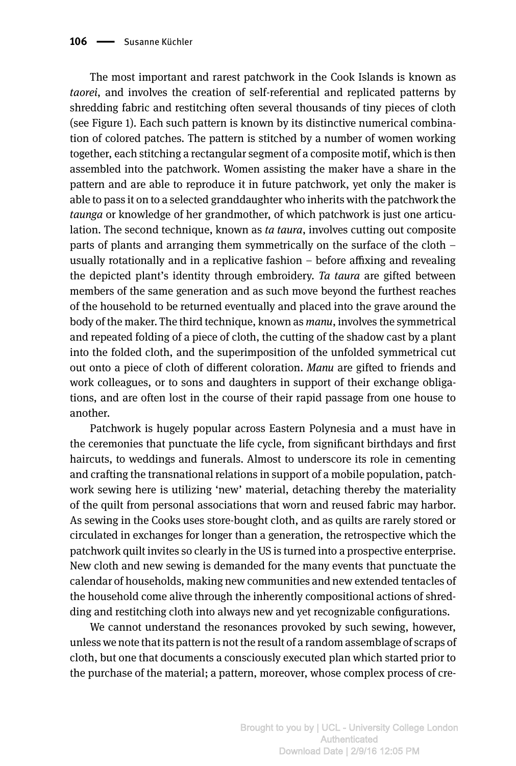The most important and rarest patchwork in the Cook Islands is known as *taorei*, and involves the creation of self-referential and replicated patterns by shredding fabric and restitching often several thousands of tiny pieces of cloth (see Figure 1). Each such pattern is known by its distinctive numerical combination of colored patches. The pattern is stitched by a number of women working together, each stitching a rectangular segment of a composite motif, which is then assembled into the patchwork. Women assisting the maker have a share in the pattern and are able to reproduce it in future patchwork, yet only the maker is able to pass it on to a selected granddaughter who inherits with the patchwork the *taunga* or knowledge of her grandmother, of which patchwork is just one articulation. The second technique, known as *ta taura*, involves cutting out composite parts of plants and arranging them symmetrically on the surface of the cloth – usually rotationally and in a replicative fashion – before affixing and revealing the depicted plant's identity through embroidery. *Ta taura* are gifted between members of the same generation and as such move beyond the furthest reaches of the household to be returned eventually and placed into the grave around the body of the maker. The third technique, known as *manu*, involves the symmetrical and repeated folding of a piece of cloth, the cutting of the shadow cast by a plant into the folded cloth, and the superimposition of the unfolded symmetrical cut out onto a piece of cloth of different coloration. *Manu* are gifted to friends and work colleagues, or to sons and daughters in support of their exchange obligations, and are often lost in the course of their rapid passage from one house to another.

Patchwork is hugely popular across Eastern Polynesia and a must have in the ceremonies that punctuate the life cycle, from significant birthdays and first haircuts, to weddings and funerals. Almost to underscore its role in cementing and crafting the transnational relations in support of a mobile population, patchwork sewing here is utilizing 'new' material, detaching thereby the materiality of the quilt from personal associations that worn and reused fabric may harbor. As sewing in the Cooks uses store-bought cloth, and as quilts are rarely stored or circulated in exchanges for longer than a generation, the retrospective which the patchwork quilt invites so clearly in the US is turned into a prospective enterprise. New cloth and new sewing is demanded for the many events that punctuate the calendar of households, making new communities and new extended tentacles of the household come alive through the inherently compositional actions of shredding and restitching cloth into always new and yet recognizable configurations.

We cannot understand the resonances provoked by such sewing, however, unless we note that its pattern is not the result of a random assemblage of scraps of cloth, but one that documents a consciously executed plan which started prior to the purchase of the material; a pattern, moreover, whose complex process of cre-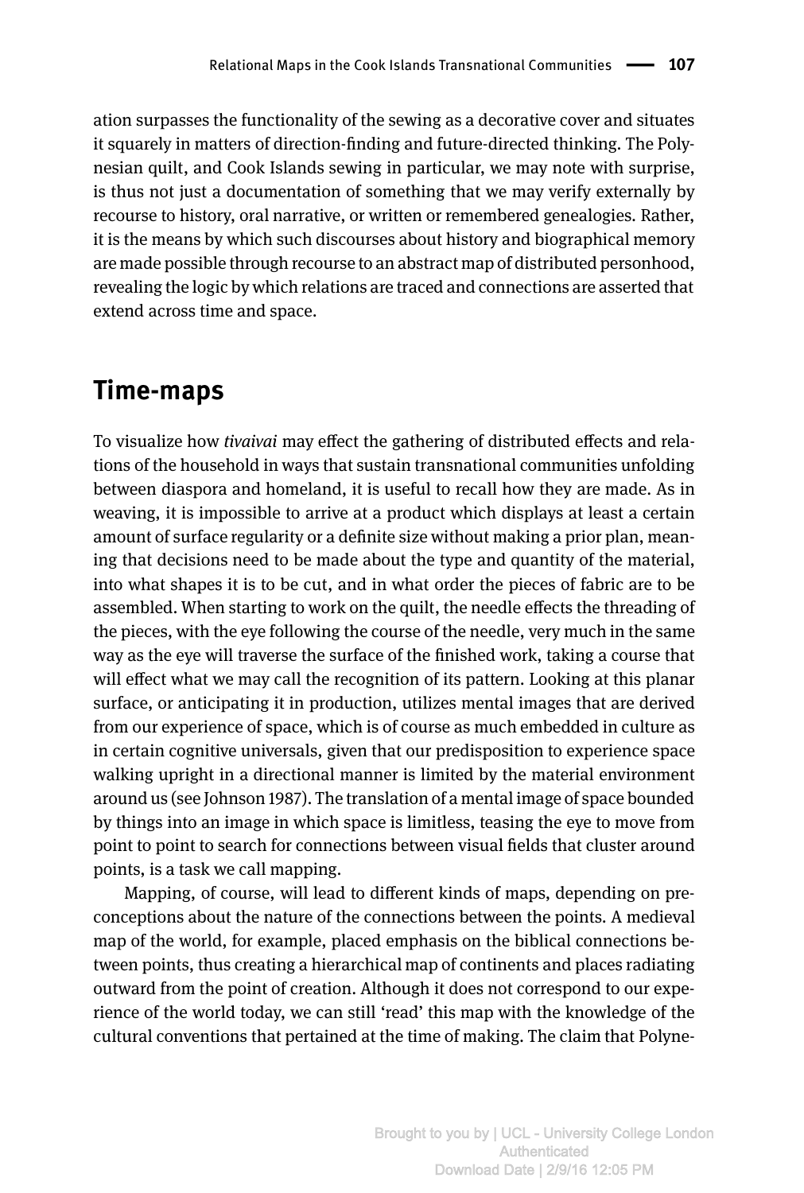ation surpasses the functionality of the sewing as a decorative cover and situates it squarely in matters of direction-finding and future-directed thinking. The Polynesian quilt, and Cook Islands sewing in particular, we may note with surprise, is thus not just a documentation of something that we may verify externally by recourse to history, oral narrative, or written or remembered genealogies. Rather, it is the means by which such discourses about history and biographical memory are made possible through recourse to an abstract map of distributed personhood, revealing the logic by which relations are traced and connections are asserted that extend across time and space.

## Time-maps

To visualize how *tivaivai* may effect the gathering of distributed effects and relations of the household in ways that sustain transnational communities unfolding between diaspora and homeland, it is useful to recall how they are made. As in weaving, it is impossible to arrive at a product which displays at least a certain amount of surface regularity or a definite size without making a prior plan, meaning that decisions need to be made about the type and quantity of the material, into what shapes it is to be cut, and in what order the pieces of fabric are to be assembled. When starting to work on the quilt, the needle effects the threading of the pieces, with the eye following the course of the needle, very much in the same way as the eye will traverse the surface of the finished work, taking a course that will effect what we may call the recognition of its pattern. Looking at this planar surface, or anticipating it in production, utilizes mental images that are derived from our experience of space, which is of course as much embedded in culture as in certain cognitive universals, given that our predisposition to experience space walking upright in a directional manner is limited by the material environment around us (see Johnson 1987). The translation of a mental image of space bounded by things into an image in which space is limitless, teasing the eye to move from point to point to search for connections between visual fields that cluster around points, is a task we call mapping.

Mapping, of course, will lead to different kinds of maps, depending on preconceptions about the nature of the connections between the points. A medieval map of the world, for example, placed emphasis on the biblical connections between points, thus creating a hierarchical map of continents and places radiating outward from the point of creation. Although it does not correspond to our experience of the world today, we can still 'read' this map with the knowledge of the cultural conventions that pertained at the time of making. The claim that Polyne-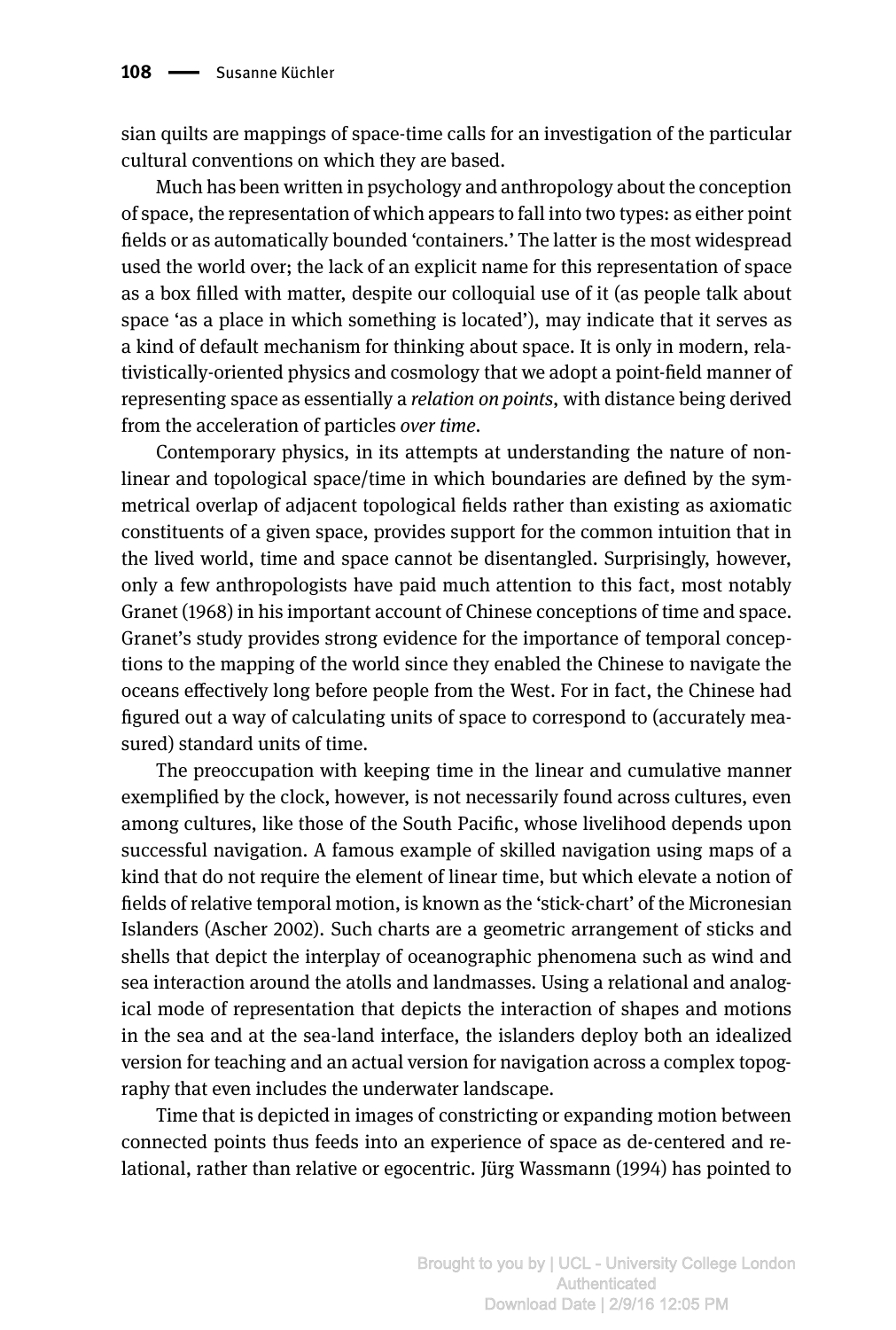sian quilts are mappings of space-time calls for an investigation of the particular cultural conventions on which they are based.

Much has been written in psychology and anthropology about the conception of space, the representation of which appears to fall into two types: as either point fields or as automatically bounded 'containers.' The latter is the most widespread used the world over; the lack of an explicit name for this representation of space as a box filled with matter, despite our colloquial use of it (as people talk about space 'as a place in which something is located'), may indicate that it serves as a kind of default mechanism for thinking about space. It is only in modern, relativistically-oriented physics and cosmology that we adopt a point-field manner of representing space as essentially a *relation on points*, with distance being derived from the acceleration of particles *over time*.

Contemporary physics, in its attempts at understanding the nature of non-linear and topological space/time in which boundaries are defined by the symmetrical overlap of adjacent topological fields rather than existing as axiomatic constituents of a given space, provides support for the common intuition that in the lived world, time and space cannot be disentangled. Surprisingly, however, only a few anthropologists have paid much attention to this fact, most notably Granet (1968) in his important account of Chinese conceptions of time and space. Granet's study provides strong evidence for the importance of temporal conceptions to the mapping of the world since they enabled the Chinese to navigate the oceans effectively long before people from the West. For in fact, the Chinese had figured out a way of calculating units of space to correspond to (accurately measured) standard units of time.

The preoccupation with keeping time in the linear and cumulative manner exemplified by the clock, however, is not necessarily found across cultures, even among cultures, like those of the South Pacific, whose livelihood depends upon successful navigation. A famous example of skilled navigation using maps of a kind that do not require the element of linear time, but which elevate a notion of fields of relative temporal motion, is known as the 'stick-chart' of the Micronesian Islanders (Ascher 2002). Such charts are a geometric arrangement of sticks and shells that depict the interplay of oceanographic phenomena such as wind and sea interaction around the atolls and landmasses. Using a relational and analogical mode of representation that depicts the interaction of shapes and motions in the sea and at the sea-land interface, the islanders deploy both an idealized version for teaching and an actual version for navigation across a complex topography that even includes the underwater landscape.

Time that is depicted in images of constricting or expanding motion between connected points thus feeds into an experience of space as de-centered and relational, rather than relative or egocentric. Jürg Wassmann (1994) has pointed to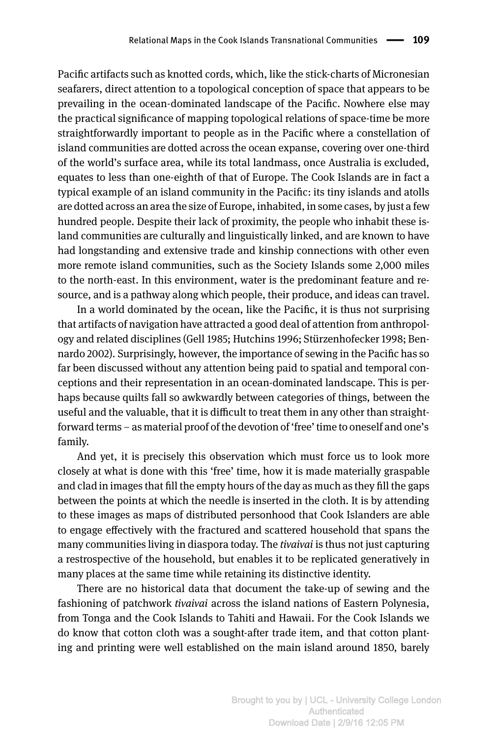Pacific artifacts such as knotted cords, which, like the stick-charts of Micronesian seafarers, direct attention to a topological conception of space that appears to be prevailing in the ocean-dominated landscape of the Pacific. Nowhere else may the practical significance of mapping topological relations of space-time be more straightforwardly important to people as in the Pacific where a constellation of island communities are dotted across the ocean expanse, covering over one-third of the world's surface area, while its total landmass, once Australia is excluded, equates to less than one-eighth of that of Europe. The Cook Islands are in fact a typical example of an island community in the Pacific: its tiny islands and atolls are dotted across an area the size of Europe, inhabited, in some cases, by just a few hundred people. Despite their lack of proximity, the people who inhabit these island communities are culturally and linguistically linked, and are known to have had longstanding and extensive trade and kinship connections with other even more remote island communities, such as the Society Islands some 2,000 miles to the north-east. In this environment, water is the predominant feature and resource, and is a pathway along which people, their produce, and ideas can travel.

In a world dominated by the ocean, like the Pacific, it is thus not surprising that artifacts of navigation have attracted a good deal of attention from anthropology and related disciplines (Gell 1985; Hutchins 1996; Stürzenhofecker 1998; Bennardo 2002). Surprisingly, however, the importance of sewing in the Pacific has so far been discussed without any attention being paid to spatial and temporal conceptions and their representation in an ocean-dominated landscape. This is perhaps because quilts fall so awkwardly between categories of things, between the useful and the valuable, that it is difficult to treat them in any other than straightforward terms – as material proof of the devotion of 'free' time to oneself and one's family.

And yet, it is precisely this observation which must force us to look more closely at what is done with this 'free' time, how it is made materially graspable and clad in images that fill the empty hours of the day as much as they fill the gaps between the points at which the needle is inserted in the cloth. It is by attending to these images as maps of distributed personhood that Cook Islanders are able to engage effectively with the fractured and scattered household that spans the many communities living in diaspora today. The *tivaivai* is thus not just capturing a restrospective of the household, but enables it to be replicated generatively in many places at the same time while retaining its distinctive identity.

There are no historical data that document the take-up of sewing and the fashioning of patchwork *tivaivai* across the island nations of Eastern Polynesia, from Tonga and the Cook Islands to Tahiti and Hawaii. For the Cook Islands we do know that cotton cloth was a sought-after trade item, and that cotton planting and printing were well established on the main island around 1850, barely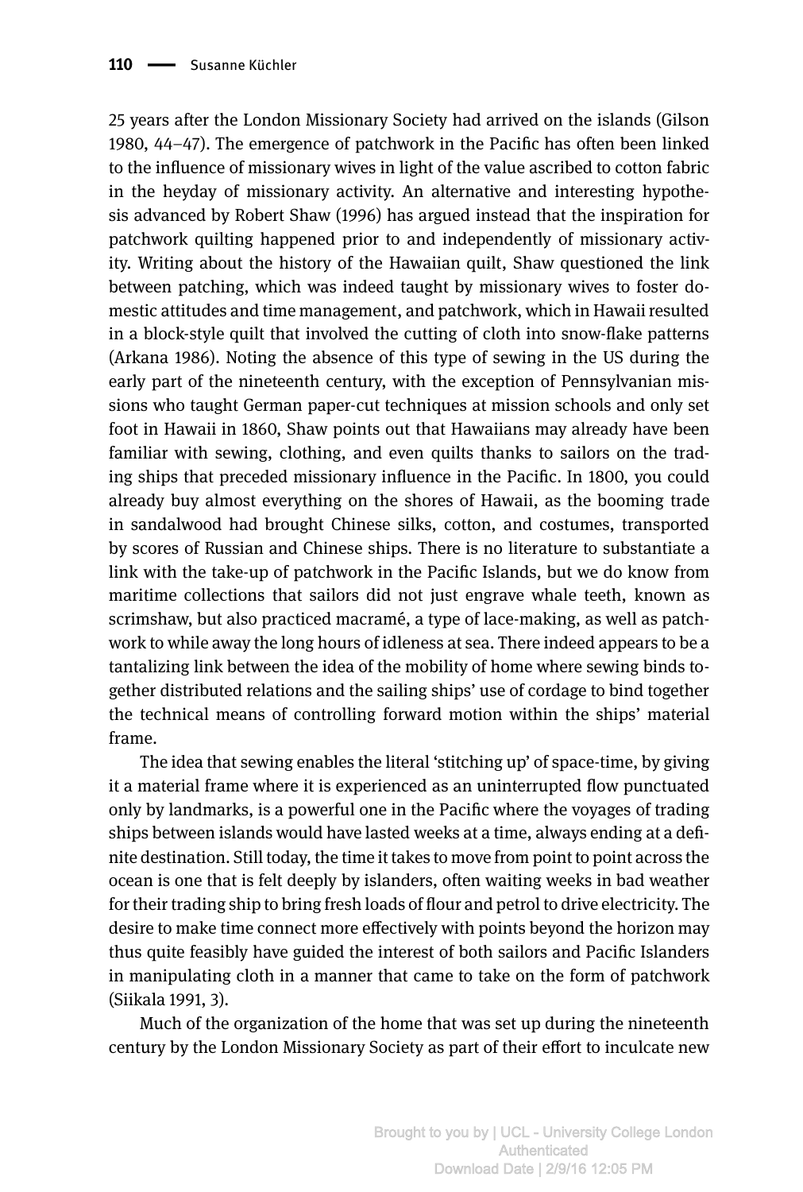25 years after the London Missionary Society had arrived on the islands (Gilson 1980, 44–47). The emergence of patchwork in the Pacific has often been linked to the influence of missionary wives in light of the value ascribed to cotton fabric in the heyday of missionary activity. An alternative and interesting hypothesis advanced by Robert Shaw (1996) has argued instead that the inspiration for patchwork quilting happened prior to and independently of missionary activity. Writing about the history of the Hawaiian quilt, Shaw questioned the link between patching, which was indeed taught by missionary wives to foster domestic attitudes and time management, and patchwork, which in Hawaii resulted in a block-style quilt that involved the cutting of cloth into snow-flake patterns (Arkana 1986). Noting the absence of this type of sewing in the US during the early part of the nineteenth century, with the exception of Pennsylvanian missions who taught German paper-cut techniques at mission schools and only set foot in Hawaii in 1860, Shaw points out that Hawaiians may already have been familiar with sewing, clothing, and even quilts thanks to sailors on the trading ships that preceded missionary influence in the Pacific. In 1800, you could already buy almost everything on the shores of Hawaii, as the booming trade in sandalwood had brought Chinese silks, cotton, and costumes, transported by scores of Russian and Chinese ships. There is no literature to substantiate a link with the take-up of patchwork in the Pacific Islands, but we do know from maritime collections that sailors did not just engrave whale teeth, known as scrimshaw, but also practiced macramé, a type of lace-making, as well as patchwork to while away the long hours of idleness at sea. There indeed appears to be a tantalizing link between the idea of the mobility of home where sewing binds together distributed relations and the sailing ships' use of cordage to bind together the technical means of controlling forward motion within the ships' material frame.

The idea that sewing enables the literal 'stitching up' of space-time, by giving it a material frame where it is experienced as an uninterrupted flow punctuated only by landmarks, is a powerful one in the Pacific where the voyages of trading ships between islands would have lasted weeks at a time, always ending at a definite destination. Still today, the time it takes to move from point to point across the ocean is one that is felt deeply by islanders, often waiting weeks in bad weather for their trading ship to bring fresh loads of flour and petrol to drive electricity. The desire to make time connect more effectively with points beyond the horizon may thus quite feasibly have guided the interest of both sailors and Pacific Islanders in manipulating cloth in a manner that came to take on the form of patchwork (Siikala 1991, 3).

Much of the organization of the home that was set up during the nineteenth century by the London Missionary Society as part of their effort to inculcate new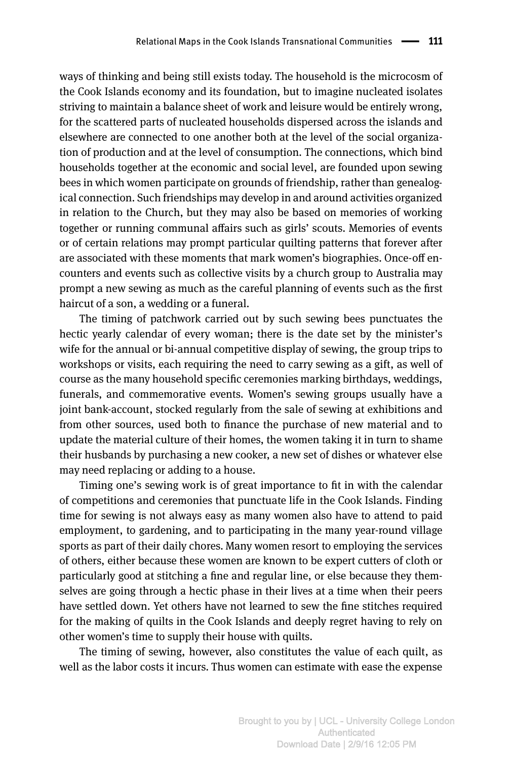ways of thinking and being still exists today. The household is the microcosm of the Cook Islands economy and its foundation, but to imagine nucleated isolates striving to maintain a balance sheet of work and leisure would be entirely wrong, for the scattered parts of nucleated households dispersed across the islands and elsewhere are connected to one another both at the level of the social organization of production and at the level of consumption. The connections, which bind households together at the economic and social level, are founded upon sewing bees in which women participate on grounds of friendship, rather than genealogical connection. Such friendships may develop in and around activities organized in relation to the Church, but they may also be based on memories of working together or running communal affairs such as girls' scouts. Memories of events or of certain relations may prompt particular quilting patterns that forever after are associated with these moments that mark women's biographies. Once-off encounters and events such as collective visits by a church group to Australia may prompt a new sewing as much as the careful planning of events such as the first haircut of a son, a wedding or a funeral.

The timing of patchwork carried out by such sewing bees punctuates the hectic yearly calendar of every woman; there is the date set by the minister's wife for the annual or bi-annual competitive display of sewing, the group trips to workshops or visits, each requiring the need to carry sewing as a gift, as well of course as the many household specific ceremonies marking birthdays, weddings, funerals, and commemorative events. Women's sewing groups usually have a joint bank-account, stocked regularly from the sale of sewing at exhibitions and from other sources, used both to finance the purchase of new material and to update the material culture of their homes, the women taking it in turn to shame their husbands by purchasing a new cooker, a new set of dishes or whatever else may need replacing or adding to a house.

Timing one's sewing work is of great importance to fit in with the calendar of competitions and ceremonies that punctuate life in the Cook Islands. Finding time for sewing is not always easy as many women also have to attend to paid employment, to gardening, and to participating in the many year-round village sports as part of their daily chores. Many women resort to employing the services of others, either because these women are known to be expert cutters of cloth or particularly good at stitching a fine and regular line, or else because they themselves are going through a hectic phase in their lives at a time when their peers have settled down. Yet others have not learned to sew the fine stitches required for the making of quilts in the Cook Islands and deeply regret having to rely on other women's time to supply their house with quilts.

The timing of sewing, however, also constitutes the value of each quilt, as well as the labor costs it incurs. Thus women can estimate with ease the expense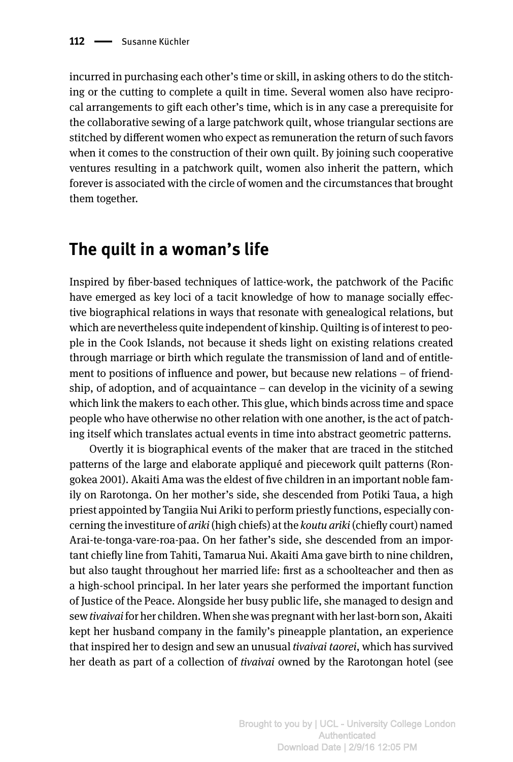incurred in purchasing each other's time or skill, in asking others to do the stitching or the cutting to complete a quilt in time. Several women also have reciprocal arrangements to gift each other's time, which is in any case a prerequisite for the collaborative sewing of a large patchwork quilt, whose triangular sections are stitched by different women who expect as remuneration the return of such favors when it comes to the construction of their own quilt. By joining such cooperative ventures resulting in a patchwork quilt, women also inherit the pattern, which forever is associated with the circle of women and the circumstances that brought them together.

## The quilt in a woman's life

Inspired by fiber-based techniques of lattice-work, the patchwork of the Pacific have emerged as key loci of a tacit knowledge of how to manage socially effective biographical relations in ways that resonate with genealogical relations, but which are nevertheless quite independent of kinship. Quilting is of interest to people in the Cook Islands, not because it sheds light on existing relations created through marriage or birth which regulate the transmission of land and of entitlement to positions of influence and power, but because new relations – of friendship, of adoption, and of acquaintance – can develop in the vicinity of a sewing which link the makers to each other. This glue, which binds across time and space people who have otherwise no other relation with one another, is the act of patching itself which translates actual events in time into abstract geometric patterns.

Overtly it is biographical events of the maker that are traced in the stitched patterns of the large and elaborate appliqué and piecework quilt patterns (Rongokea 2001). Akaiti Ama was the eldest of five children in an important noble family on Rarotonga. On her mother's side, she descended from Potiki Taua, a high priest appointed by Tangiia Nui Ariki to perform priestly functions, especially concerning the investiture of *ariki* (high chiefs) at the *koutu ariki* (chiefly court) named Arai-te-tonga-vare-roa-paa. On her father's side, she descended from an important chiefly line from Tahiti, Tamarua Nui. Akaiti Ama gave birth to nine children, but also taught throughout her married life: first as a schoolteacher and then as a high-school principal. In her later years she performed the important function of Justice of the Peace. Alongside her busy public life, she managed to design and sew *tivaivai* for her children. When she was pregnant with her last-born son, Akaiti kept her husband company in the family's pineapple plantation, an experience that inspired her to design and sew an unusual *tivaivai taorei*, which has survived her death as part of a collection of *tivaivai* owned by the Rarotongan hotel (see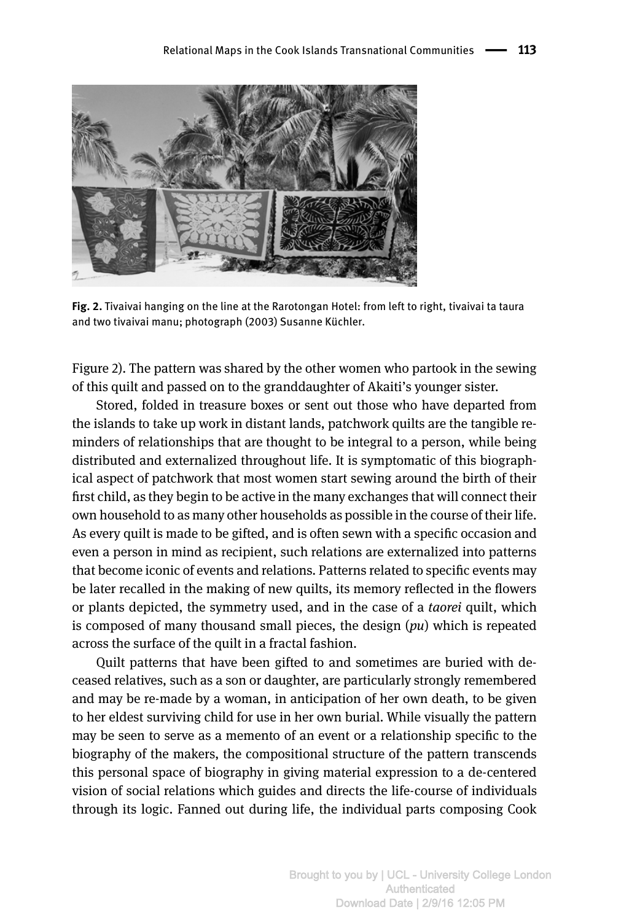**Fig. 2.** Tivaivai hanging on the line at the Rarotongan Hotel: from left to right, tivaivai ta taura and two tivaivai manu; photograph (2003) Susanne Küchler.

Figure 2). The pattern was shared by the other women who partook in the sewing of this quilt and passed on to the granddaughter of Akaiti's younger sister.

Stored, folded in treasure boxes or sent out those who have departed from the islands to take up work in distant lands, patchwork quilts are the tangible reminders of relationships that are thought to be integral to a person, while being distributed and externalized throughout life. It is symptomatic of this biographical aspect of patchwork that most women start sewing around the birth of their first child, as they begin to be active in the many exchanges that will connect their own household to as many other households as possible in the course of their life. As every quilt is made to be gifted, and is often sewn with a specific occasion and even a person in mind as recipient, such relations are externalized into patterns that become iconic of events and relations. Patterns related to specific events may be later recalled in the making of new quilts, its memory reflected in the flowers or plants depicted, the symmetry used, and in the case of a *taorei* quilt, which is composed of many thousand small pieces, the design (*pu*) which is repeated across the surface of the quilt in a fractal fashion.

Quilt patterns that have been gifted to and sometimes are buried with deceased relatives, such as a son or daughter, are particularly strongly remembered and may be re-made by a woman, in anticipation of her own death, to be given to her eldest surviving child for use in her own burial. While visually the pattern may be seen to serve as a memento of an event or a relationship specific to the biography of the makers, the compositional structure of the pattern transcends this personal space of biography in giving material expression to a de-centered vision of social relations which guides and directs the life-course of individuals through its logic. Fanned out during life, the individual parts composing Cook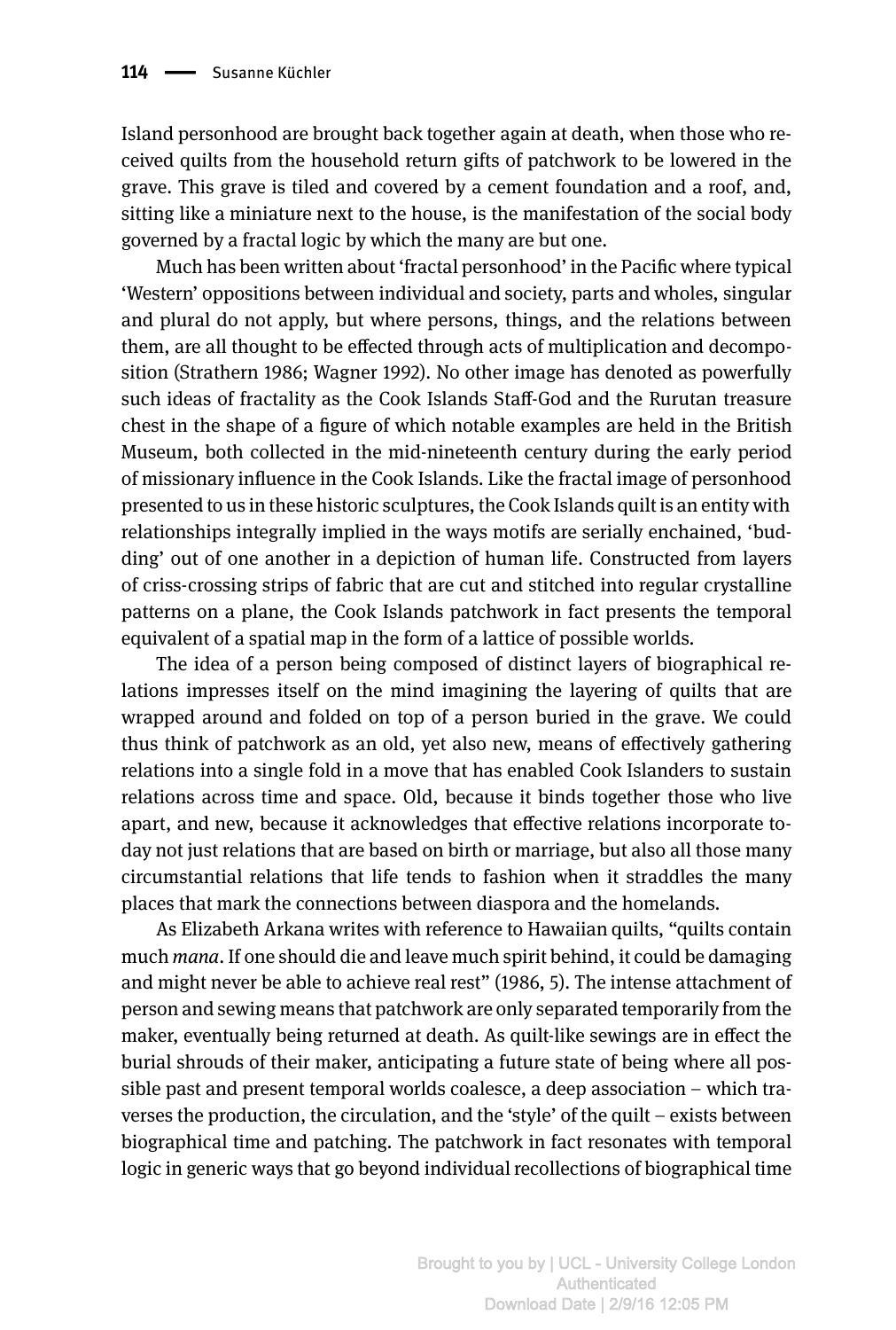Island personhood are brought back together again at death, when those who received quilts from the household return gifts of patchwork to be lowered in the grave. This grave is tiled and covered by a cement foundation and a roof, and, sitting like a miniature next to the house, is the manifestation of the social body governed by a fractal logic by which the many are but one.

Much has been written about 'fractal personhood' in the Pacific where typical 'Western' oppositions between individual and society, parts and wholes, singular and plural do not apply, but where persons, things, and the relations between them, are all thought to be effected through acts of multiplication and decomposition (Strathern 1986; Wagner 1992). No other image has denoted as powerfully such ideas of fractality as the Cook Islands Staff-God and the Rurutan treasure chest in the shape of a figure of which notable examples are held in the British Museum, both collected in the mid-nineteenth century during the early period of missionary influence in the Cook Islands. Like the fractal image of personhood presented to us in these historic sculptures, the Cook Islands quilt is an entity with relationships integrally implied in the ways motifs are serially enchained, 'budding' out of one another in a depiction of human life. Constructed from layers of criss-crossing strips of fabric that are cut and stitched into regular crystalline patterns on a plane, the Cook Islands patchwork in fact presents the temporal equivalent of a spatial map in the form of a lattice of possible worlds.

The idea of a person being composed of distinct layers of biographical relations impresses itself on the mind imagining the layering of quilts that are wrapped around and folded on top of a person buried in the grave. We could thus think of patchwork as an old, yet also new, means of effectively gathering relations into a single fold in a move that has enabled Cook Islanders to sustain relations across time and space. Old, because it binds together those who live apart, and new, because it acknowledges that effective relations incorporate today not just relations that are based on birth or marriage, but also all those many circumstantial relations that life tends to fashion when it straddles the many places that mark the connections between diaspora and the homelands.

As Elizabeth Arkana writes with reference to Hawaiian quilts, "quilts contain much *mana*. If one should die and leave much spirit behind, it could be damaging and might never be able to achieve real rest" (1986, 5). The intense attachment of person and sewing means that patchwork are only separated temporarily from the maker, eventually being returned at death. As quilt-like sewings are in effect the burial shrouds of their maker, anticipating a future state of being where all possible past and present temporal worlds coalesce, a deep association – which traverses the production, the circulation, and the 'style' of the quilt – exists between biographical time and patching. The patchwork in fact resonates with temporal logic in generic ways that go beyond individual recollections of biographical time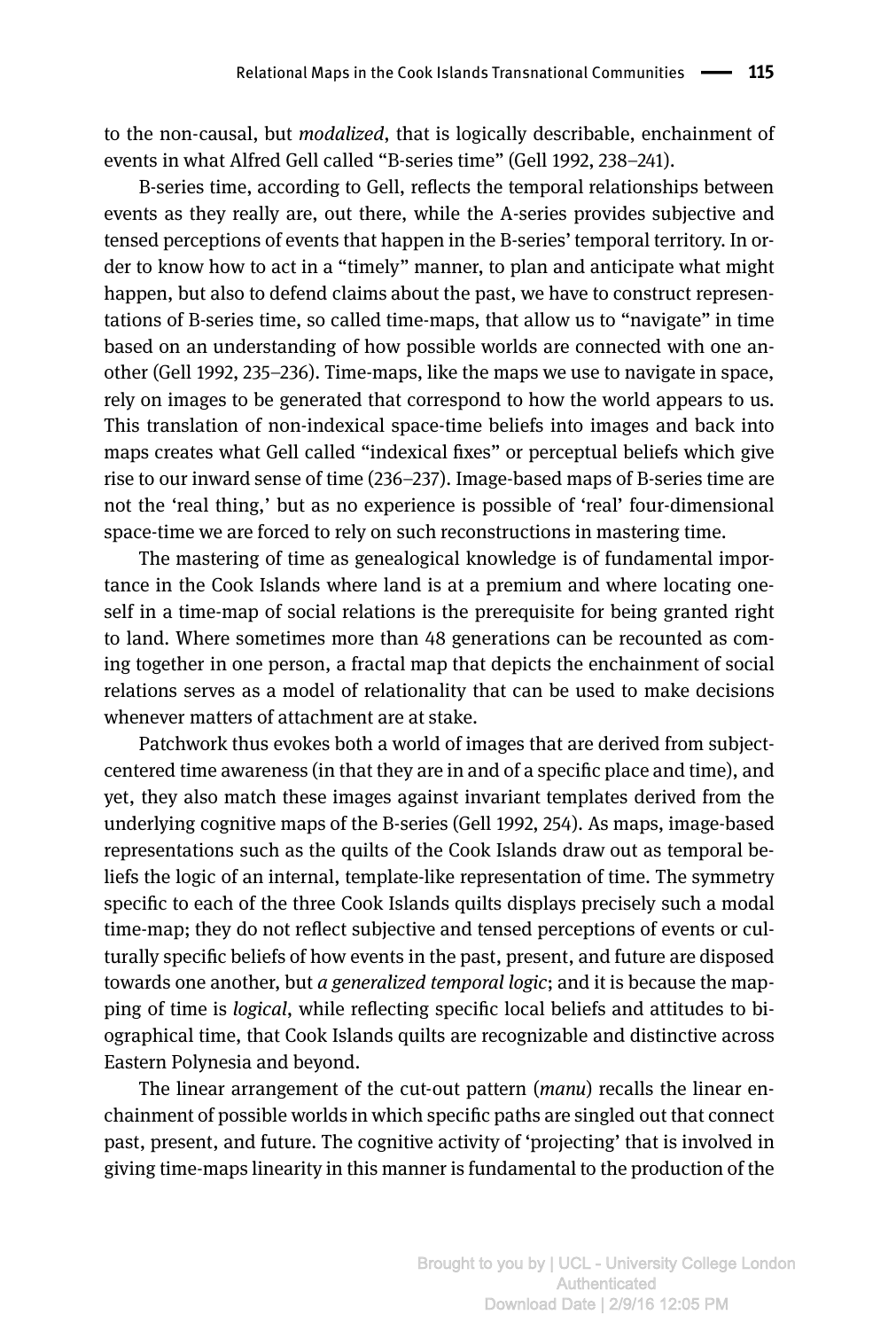to the non-causal, but *modalized*, that is logically describable, enchainment of events in what Alfred Gell called "B-series time" (Gell 1992, 238–241).

B-series time, according to Gell, reflects the temporal relationships between events as they really are, out there, while the A-series provides subjective and tensed perceptions of events that happen in the B-series' temporal territory. In order to know how to act in a "timely" manner, to plan and anticipate what might happen, but also to defend claims about the past, we have to construct representations of B-series time, so called time-maps, that allow us to "navigate" in time based on an understanding of how possible worlds are connected with one another (Gell 1992, 235–236). Time-maps, like the maps we use to navigate in space, rely on images to be generated that correspond to how the world appears to us. This translation of non-indexical space-time beliefs into images and back into maps creates what Gell called "indexical fixes" or perceptual beliefs which give rise to our inward sense of time (236–237). Image-based maps of B-series time are not the 'real thing,' but as no experience is possible of 'real' four-dimensional space-time we are forced to rely on such reconstructions in mastering time.

The mastering of time as genealogical knowledge is of fundamental importance in the Cook Islands where land is at a premium and where locating oneself in a time-map of social relations is the prerequisite for being granted right to land. Where sometimes more than 48 generations can be recounted as coming together in one person, a fractal map that depicts the enchainment of social relations serves as a model of relationality that can be used to make decisions whenever matters of attachment are at stake.

Patchwork thus evokes both a world of images that are derived from subject-centered time awareness (in that they are in and of a specific place and time), and yet, they also match these images against invariant templates derived from the underlying cognitive maps of the B-series (Gell 1992, 254). As maps, image-based representations such as the quilts of the Cook Islands draw out as temporal beliefs the logic of an internal, template-like representation of time. The symmetry specific to each of the three Cook Islands quilts displays precisely such a modal time-map; they do not reflect subjective and tensed perceptions of events or culturally specific beliefs of how events in the past, present, and future are disposed towards one another, but *a generalized temporal logic*; and it is because the mapping of time is *logical*, while reflecting specific local beliefs and attitudes to biographical time, that Cook Islands quilts are recognizable and distinctive across Eastern Polynesia and beyond.

The linear arrangement of the cut-out pattern (*manu*) recalls the linear enchainment of possible worlds in which specific paths are singled out that connect past, present, and future. The cognitive activity of 'projecting' that is involved in giving time-maps linearity in this manner is fundamental to the production of the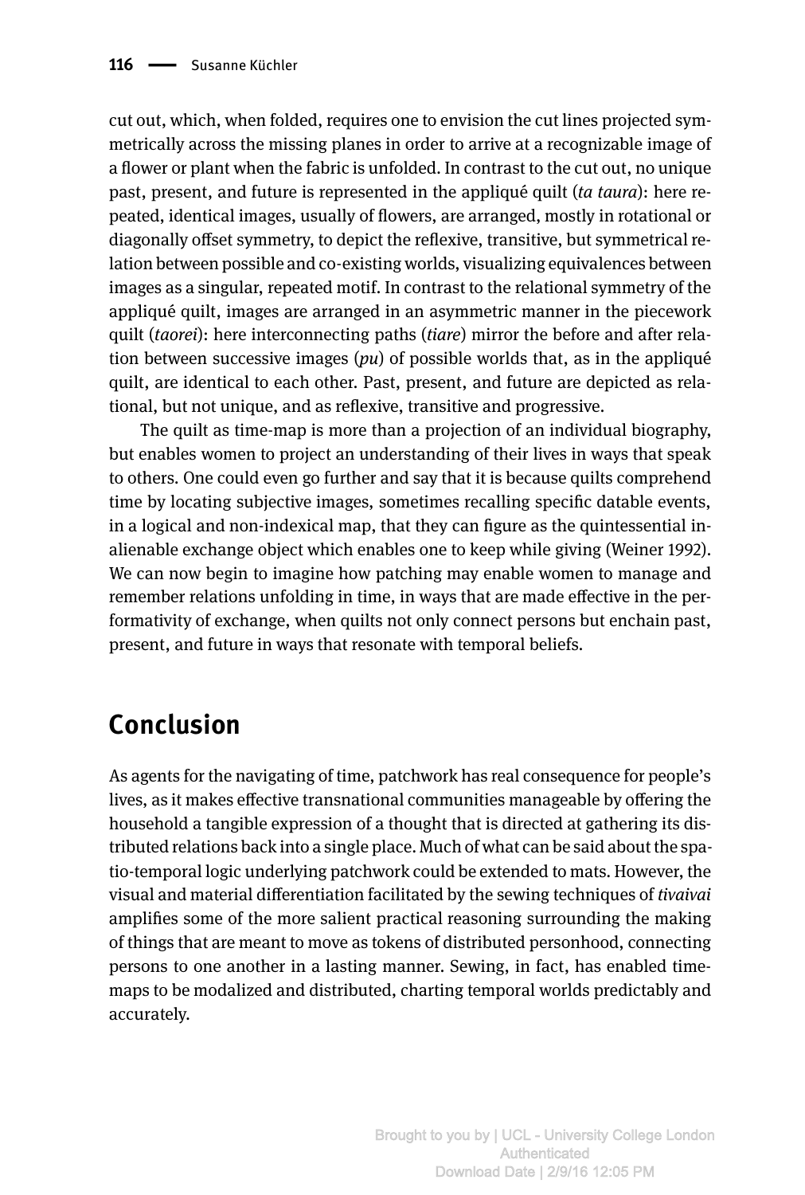cut out, which, when folded, requires one to envision the cut lines projected symmetrically across the missing planes in order to arrive at a recognizable image of a flower or plant when the fabric is unfolded. In contrast to the cut out, no unique past, present, and future is represented in the appliqué quilt (*ta taura*): here repeated, identical images, usually of flowers, are arranged, mostly in rotational or diagonally offset symmetry, to depict the reflexive, transitive, but symmetrical relation between possible and co-existing worlds, visualizing equivalences between images as a singular, repeated motif. In contrast to the relational symmetry of the appliqué quilt, images are arranged in an asymmetric manner in the piecework quilt (*taorei*): here interconnecting paths (*tiare*) mirror the before and after relation between successive images (*pu*) of possible worlds that, as in the appliqué quilt, are identical to each other. Past, present, and future are depicted as relational, but not unique, and as reflexive, transitive and progressive.

The quilt as time-map is more than a projection of an individual biography, but enables women to project an understanding of their lives in ways that speak to others. One could even go further and say that it is because quilts comprehend time by locating subjective images, sometimes recalling specific datable events, in a logical and non-indexical map, that they can figure as the quintessential inalienable exchange object which enables one to keep while giving (Weiner 1992). We can now begin to imagine how patching may enable women to manage and remember relations unfolding in time, in ways that are made effective in the performativity of exchange, when quilts not only connect persons but enchain past, present, and future in ways that resonate with temporal beliefs.

## Conclusion

As agents for the navigating of time, patchwork has real consequence for people's lives, as it makes effective transnational communities manageable by offering the household a tangible expression of a thought that is directed at gathering its distributed relations back into a single place. Much of what can be said about the spatio-temporal logic underlying patchwork could be extended to mats. However, the visual and material differentiation facilitated by the sewing techniques of *tivaivai* amplifies some of the more salient practical reasoning surrounding the making of things that are meant to move as tokens of distributed personhood, connecting persons to one another in a lasting manner. Sewing, in fact, has enabled time-maps to be modalized and distributed, charting temporal worlds predictably and accurately.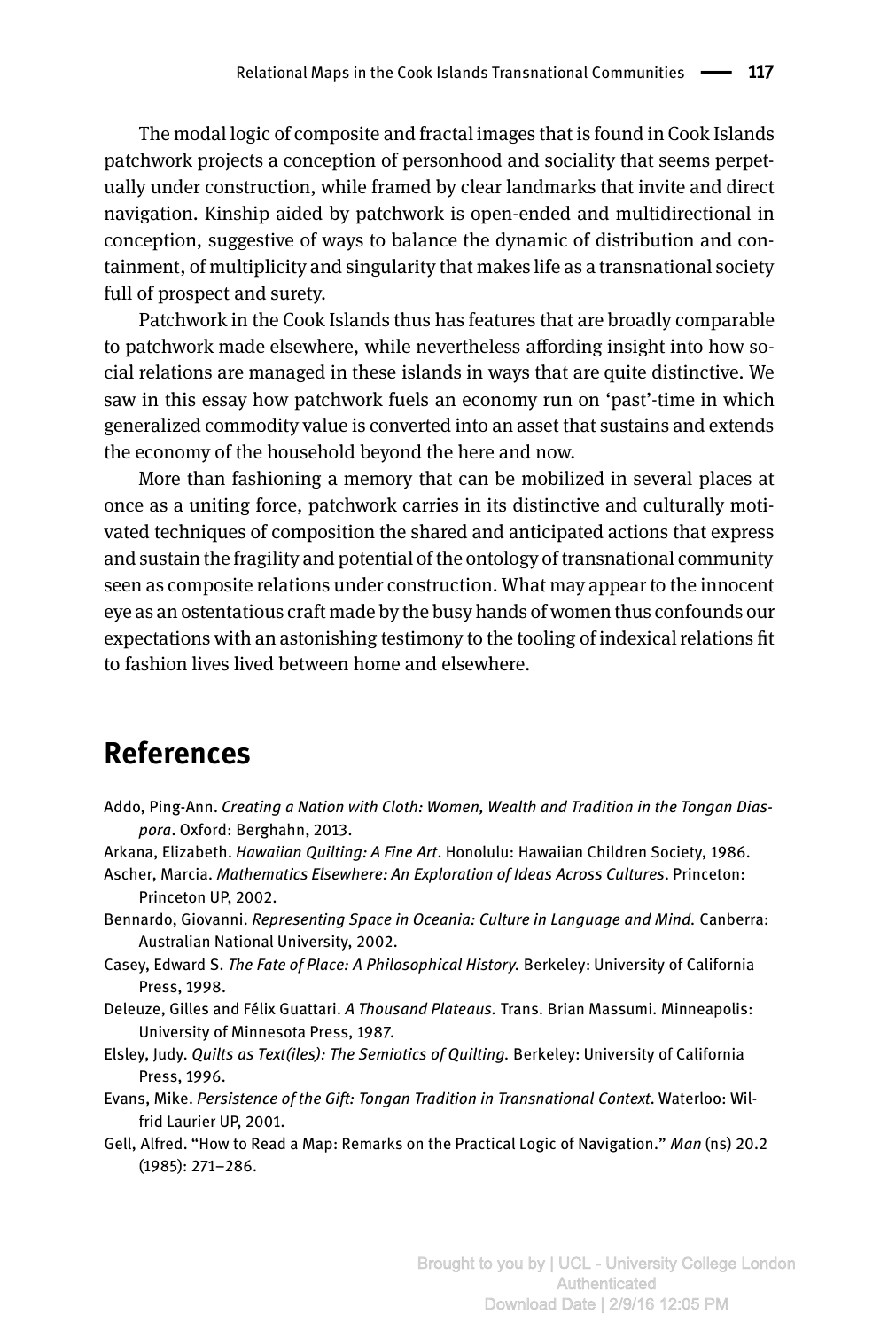The modal logic of composite and fractal images that is found in Cook Islands patchwork projects a conception of personhood and sociality that seems perpetually under construction, while framed by clear landmarks that invite and direct navigation. Kinship aided by patchwork is open-ended and multidirectional in conception, suggestive of ways to balance the dynamic of distribution and containment, of multiplicity and singularity that makes life as a transnational society full of prospect and surety.

Patchwork in the Cook Islands thus has features that are broadly comparable to patchwork made elsewhere, while nevertheless affording insight into how social relations are managed in these islands in ways that are quite distinctive. We saw in this essay how patchwork fuels an economy run on 'past'-time in which generalized commodity value is converted into an asset that sustains and extends the economy of the household beyond the here and now.

More than fashioning a memory that can be mobilized in several places at once as a uniting force, patchwork carries in its distinctive and culturally motivated techniques of composition the shared and anticipated actions that express and sustain the fragility and potential of the ontology of transnational community seen as composite relations under construction. What may appear to the innocent eye as an ostentatious craft made by the busy hands of women thus confounds our expectations with an astonishing testimony to the tooling of indexical relations fit to fashion lives lived between home and elsewhere.

## References

Addo, Ping-Ann. *Creating a Nation with Cloth: Women, Wealth and Tradition in the Tongan Diaspora*. Oxford: Berghahn, 2013.

Arkana, Elizabeth. *Hawaiian Quilting: A Fine Art*. Honolulu: Hawaiian Children Society, 1986.

Ascher, Marcia. *Mathematics Elsewhere: An Exploration of Ideas Across Cultures*. Princeton: Princeton UP, 2002.

Bennardo, Giovanni. *Representing Space in Oceania: Culture in Language and Mind.* Canberra: Australian National University, 2002.

Casey, Edward S. *The Fate of Place: A Philosophical History.* Berkeley: University of California Press, 1998.

Deleuze, Gilles and Félix Guattari. *A Thousand Plateaus.* Trans. Brian Massumi. Minneapolis: University of Minnesota Press, 1987.

Elsley, Judy. *Quilts as Text(iles): The Semiotics of Quilting.* Berkeley: University of California Press, 1996.

Evans, Mike. *Persistence of the Gift: Tongan Tradition in Transnational Context*. Waterloo: Wilfrid Laurier UP, 2001.

Gell, Alfred. "How to Read a Map: Remarks on the Practical Logic of Navigation." *Man* (ns) 20.2 (1985): 271–286.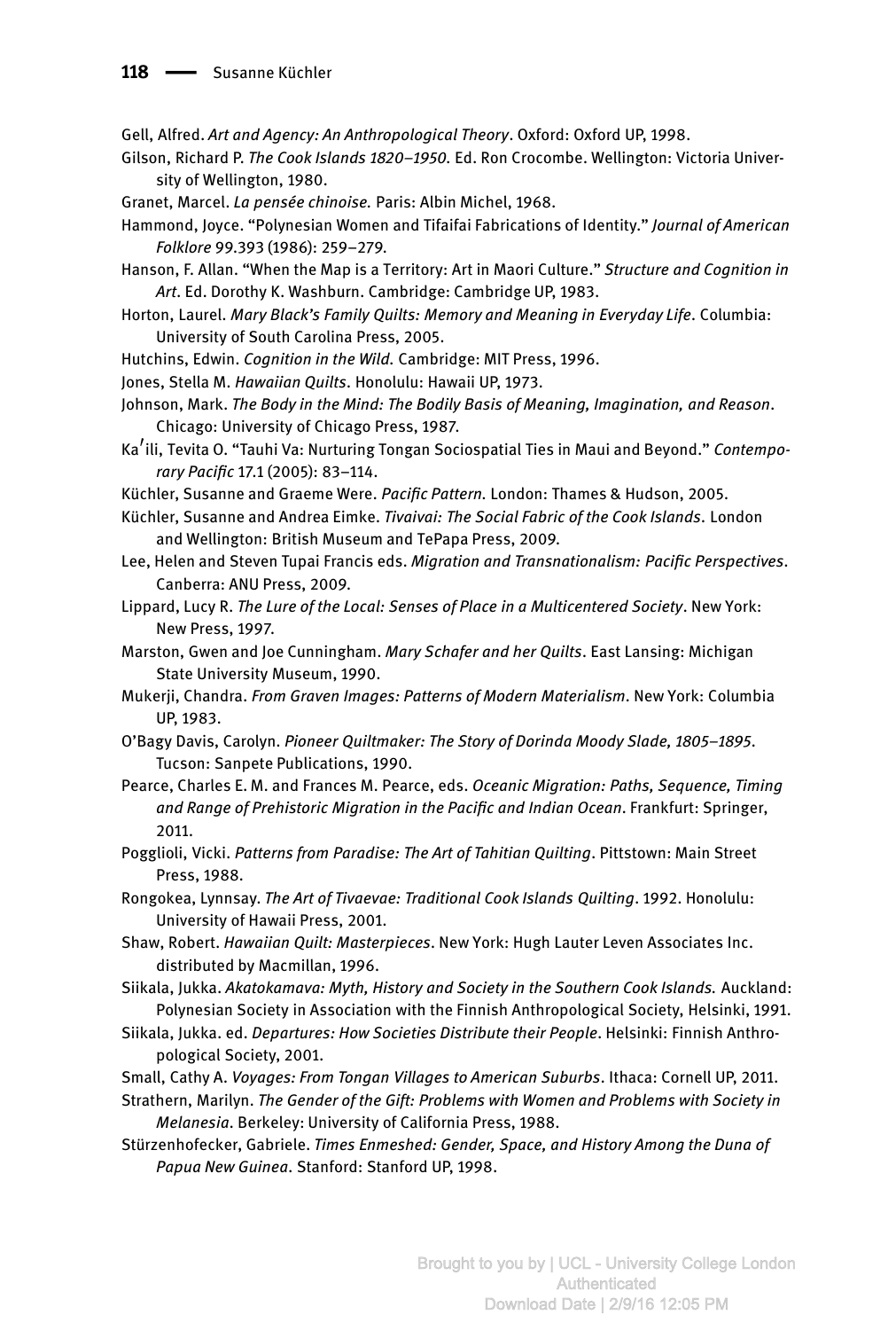Gell, Alfred. *Art and Agency: An Anthropological Theory*. Oxford: Oxford UP, 1998.

Gilson, Richard P. *The Cook Islands 1820–1950.* Ed. Ron Crocombe. Wellington: Victoria University of Wellington, 1980.

Granet, Marcel. *La pensée chinoise.* Paris: Albin Michel, 1968.

Hammond, Joyce. "Polynesian Women and Tifaifai Fabrications of Identity." *Journal of American Folklore* 99.393 (1986): 259–279.

Hanson, F. Allan. "When the Map is a Territory: Art in Maori Culture." *Structure and Cognition in Art*. Ed. Dorothy K. Washburn. Cambridge: Cambridge UP, 1983.

Horton, Laurel. *Mary Black's Family Quilts: Memory and Meaning in Everyday Life*. Columbia: University of South Carolina Press, 2005.

Hutchins, Edwin. *Cognition in the Wild.* Cambridge: MIT Press, 1996.

Jones, Stella M. *Hawaiian Quilts*. Honolulu: Hawaii UP, 1973.

Johnson, Mark. *The Body in the Mind: The Bodily Basis of Meaning, Imagination, and Reason*. Chicago: University of Chicago Press, 1987.

Ka'ili, Tevita O. "Tauhi Va: Nurturing Tongan Sociospatial Ties in Maui and Beyond." *Contemporary Pacific* 17.1 (2005): 83–114.

Küchler, Susanne and Graeme Were. *Pacific Pattern.* London: Thames & Hudson, 2005.

Küchler, Susanne and Andrea Eimke. *Tivaivai: The Social Fabric of the Cook Islands.* London and Wellington: British Museum and TePapa Press, 2009.

Lee, Helen and Steven Tupai Francis eds. *Migration and Transnationalism: Pacific Perspectives*. Canberra: ANU Press, 2009.

Lippard, Lucy R. *The Lure of the Local: Senses of Place in a Multicentered Society*. New York: New Press, 1997.

Marston, Gwen and Joe Cunningham. *Mary Schafer and her Quilts*. East Lansing: Michigan State University Museum, 1990.

Mukerji, Chandra. *From Graven Images: Patterns of Modern Materialism*. New York: Columbia UP, 1983.

O'Bagy Davis, Carolyn. *Pioneer Quiltmaker: The Story of Dorinda Moody Slade, 1805–1895*. Tucson: Sanpete Publications, 1990.

Pearce, Charles E. M. and Frances M. Pearce, eds. *Oceanic Migration: Paths, Sequence, Timing and Range of Prehistoric Migration in the Pacific and Indian Ocean*. Frankfurt: Springer, 2011.

Pogglioli, Vicki. *Patterns from Paradise: The Art of Tahitian Quilting*. Pittstown: Main Street Press, 1988.

Rongokea, Lynnsay. *The Art of Tivaevae: Traditional Cook Islands Quilting*. 1992. Honolulu: University of Hawaii Press, 2001.

Shaw, Robert. *Hawaiian Quilt: Masterpieces*. New York: Hugh Lauter Leven Associates Inc. distributed by Macmillan, 1996.

Siikala, Jukka. *Akatokamava: Myth, History and Society in the Southern Cook Islands.* Auckland: Polynesian Society in Association with the Finnish Anthropological Society, Helsinki, 1991.

Siikala, Jukka. ed. *Departures: How Societies Distribute their People*. Helsinki: Finnish Anthropological Society, 2001.

Small, Cathy A. *Voyages: From Tongan Villages to American Suburbs*. Ithaca: Cornell UP, 2011.

Strathern, Marilyn. *The Gender of the Gift: Problems with Women and Problems with Society in Melanesia*. Berkeley: University of California Press, 1988.

Stürzenhofecker, Gabriele. *Times Enmeshed: Gender, Space, and History Among the Duna of Papua New Guinea.* Stanford: Stanford UP, 1998.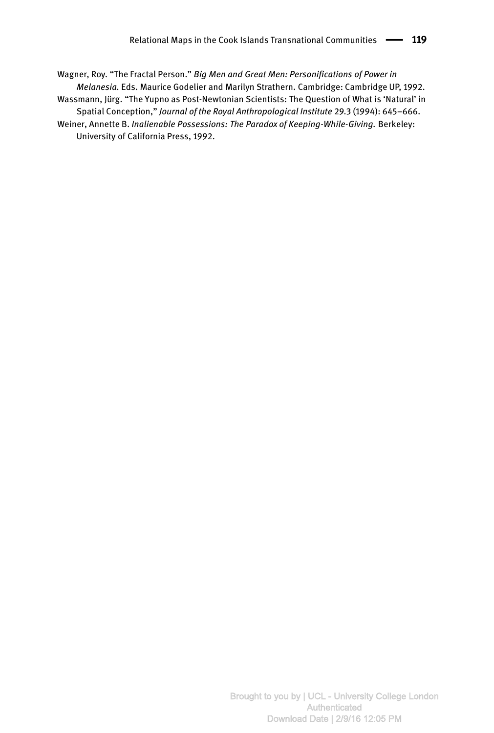Wagner, Roy. "The Fractal Person." *Big Men and Great Men: Personifications of Power in Melanesia*. Eds. Maurice Godelier and Marilyn Strathern. Cambridge: Cambridge UP, 1992.

Wassmann, Jürg. "The Yupno as Post-Newtonian Scientists: The Question of What is 'Natural' in Spatial Conception," *Journal of the Royal Anthropological Institute* 29.3 (1994): 645–666.

Weiner, Annette B. *Inalienable Possessions: The Paradox of Keeping-While-Giving.* Berkeley: University of California Press, 1992.